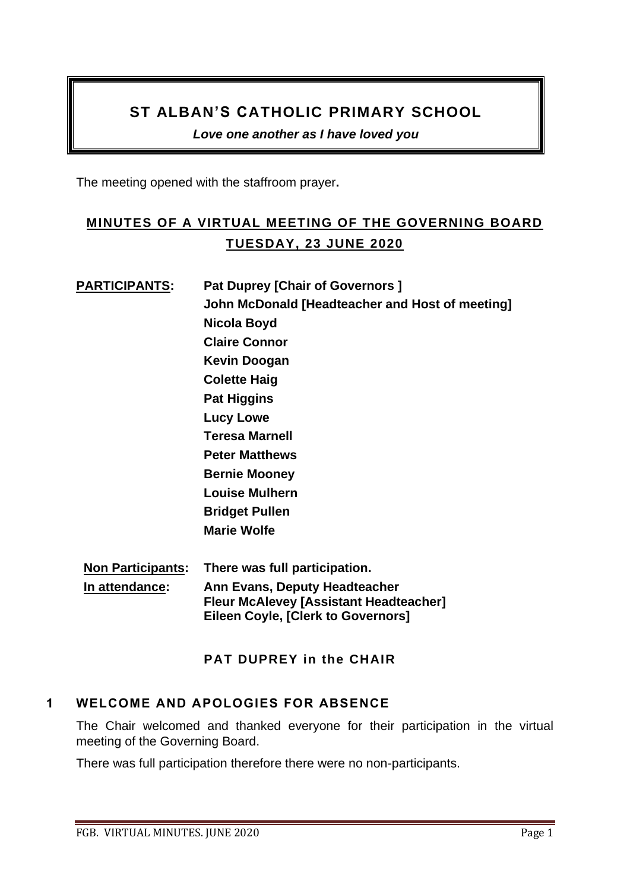# ST ALBAN'S CATHOLIC PRIMARY SCHOOL

***Love one another as I have loved you***

The meeting opened with the staffroom prayer**.**

## MINUTES OF A VIRTUAL MEETING OF THE GOVERNING BOARD TUESDAY, 23 JUNE 2020

**PARTICIPANTS:**
**Pat Duprey [Chair of Governors ]**
**John McDonald [Headteacher and Host of meeting]**
**Nicola Boyd**
**Claire Connor**
**Kevin Doogan**
**Colette Haig**
**Pat Higgins**
**Lucy Lowe**
**Teresa Marnell**
**Peter Matthews**
**Bernie Mooney**
**Louise Mulhern**
**Bridget Pullen**
**Marie Wolfe**

**Non Participants:** **There was full participation.**

**In attendance:**
**Ann Evans, Deputy Headteacher**
**Fleur McAlevey [Assistant Headteacher]**
**Eileen Coyle, [Clerk to Governors]**

**PAT DUPREY in the CHAIR**

### 1 WELCOME AND APOLOGIES FOR ABSENCE

The Chair welcomed and thanked everyone for their participation in the virtual meeting of the Governing Board.

There was full participation therefore there were no non-participants.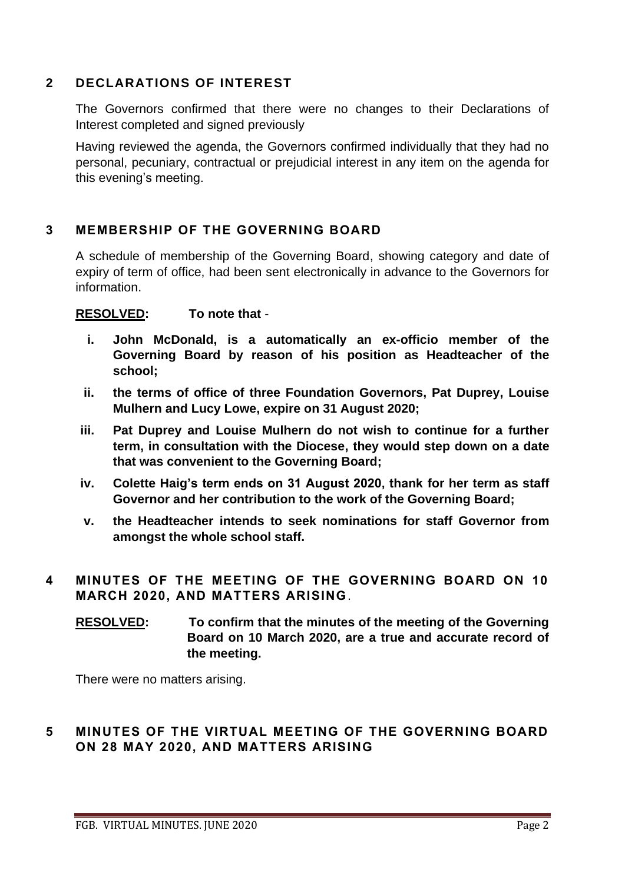## 2 DECLARATIONS OF INTEREST

The Governors confirmed that there were no changes to their Declarations of Interest completed and signed previously

Having reviewed the agenda, the Governors confirmed individually that they had no personal, pecuniary, contractual or prejudicial interest in any item on the agenda for this evening's meeting.

## 3 MEMBERSHIP OF THE GOVERNING BOARD

A schedule of membership of the Governing Board, showing category and date of expiry of term of office, had been sent electronically in advance to the Governors for information.

**RESOLVED: To note that** -

- **i. John McDonald, is a automatically an ex-officio member of the Governing Board by reason of his position as Headteacher of the school;**
- **ii. the terms of office of three Foundation Governors, Pat Duprey, Louise Mulhern and Lucy Lowe, expire on 31 August 2020;**
- **iii. Pat Duprey and Louise Mulhern do not wish to continue for a further term, in consultation with the Diocese, they would step down on a date that was convenient to the Governing Board;**
- **iv. Colette Haig's term ends on 31 August 2020, thank for her term as staff Governor and her contribution to the work of the Governing Board;**
- **v. the Headteacher intends to seek nominations for staff Governor from amongst the whole school staff.**

## 4 MINUTES OF THE MEETING OF THE GOVERNING BOARD ON 10 MARCH 2020, AND MATTERS ARISING.

**RESOLVED: To confirm that the minutes of the meeting of the Governing Board on 10 March 2020, are a true and accurate record of the meeting.**

There were no matters arising.

## 5 MINUTES OF THE VIRTUAL MEETING OF THE GOVERNING BOARD ON 28 MAY 2020, AND MATTERS ARISING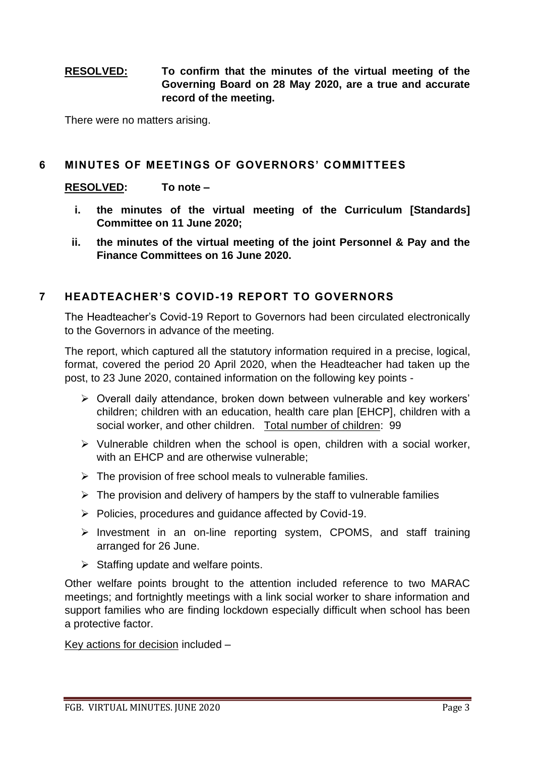**RESOLVED:** **To confirm that the minutes of the virtual meeting of the Governing Board on 28 May 2020, are a true and accurate record of the meeting.**

There were no matters arising.

## 6 MINUTES OF MEETINGS OF GOVERNORS' COMMITTEES

**RESOLVED:** **To note –**

- **i. the minutes of the virtual meeting of the Curriculum [Standards] Committee on 11 June 2020;**
- **ii. the minutes of the virtual meeting of the joint Personnel & Pay and the Finance Committees on 16 June 2020.**

## 7 HEADTEACHER'S COVID-19 REPORT TO GOVERNORS

The Headteacher's Covid-19 Report to Governors had been circulated electronically to the Governors in advance of the meeting.

The report, which captured all the statutory information required in a precise, logical, format, covered the period 20 April 2020, when the Headteacher had taken up the post, to 23 June 2020, contained information on the following key points -

- Overall daily attendance, broken down between vulnerable and key workers' children; children with an education, health care plan [EHCP], children with a social worker, and other children. Total number of children: 99
- Vulnerable children when the school is open, children with a social worker, with an EHCP and are otherwise vulnerable;
- The provision of free school meals to vulnerable families.
- The provision and delivery of hampers by the staff to vulnerable families
- Policies, procedures and guidance affected by Covid-19.
- Investment in an on-line reporting system, CPOMS, and staff training arranged for 26 June.
- Staffing update and welfare points.

Other welfare points brought to the attention included reference to two MARAC meetings; and fortnightly meetings with a link social worker to share information and support families who are finding lockdown especially difficult when school has been a protective factor.

Key actions for decision included –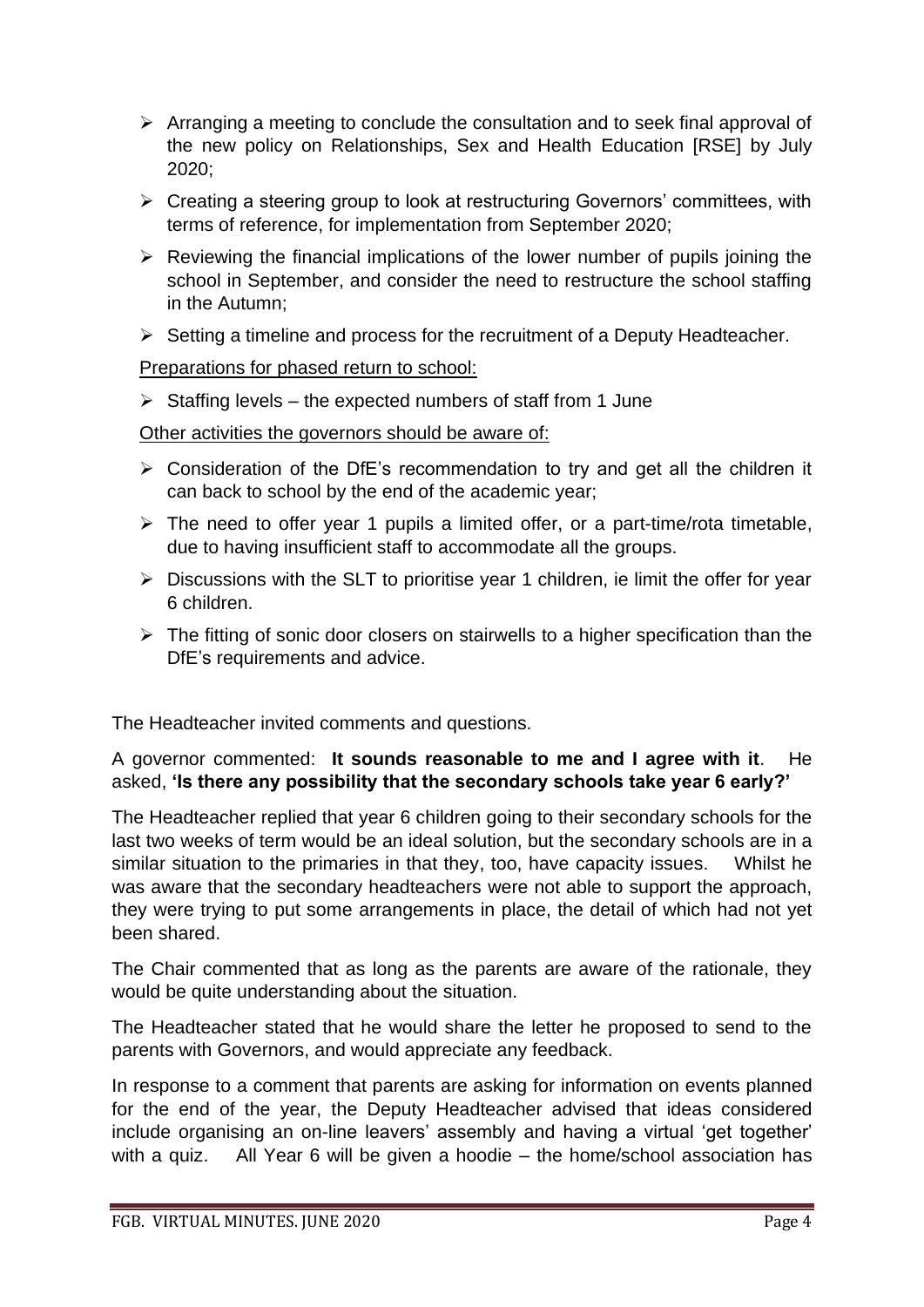- Arranging a meeting to conclude the consultation and to seek final approval of the new policy on Relationships, Sex and Health Education [RSE] by July 2020;
- Creating a steering group to look at restructuring Governors' committees, with terms of reference, for implementation from September 2020;
- Reviewing the financial implications of the lower number of pupils joining the school in September, and consider the need to restructure the school staffing in the Autumn;
- Setting a timeline and process for the recruitment of a Deputy Headteacher.

<u>Preparations for phased return to school:</u>

- Staffing levels – the expected numbers of staff from 1 June

<u>Other activities the governors should be aware of:</u>

- Consideration of the DfE's recommendation to try and get all the children it can back to school by the end of the academic year;
- The need to offer year 1 pupils a limited offer, or a part-time/rota timetable, due to having insufficient staff to accommodate all the groups.
- Discussions with the SLT to prioritise year 1 children, ie limit the offer for year 6 children.
- The fitting of sonic door closers on stairwells to a higher specification than the DfE's requirements and advice.

The Headteacher invited comments and questions.

A governor commented: **It sounds reasonable to me and I agree with it**. He asked, **'Is there any possibility that the secondary schools take year 6 early?'**

The Headteacher replied that year 6 children going to their secondary schools for the last two weeks of term would be an ideal solution, but the secondary schools are in a similar situation to the primaries in that they, too, have capacity issues. Whilst he was aware that the secondary headteachers were not able to support the approach, they were trying to put some arrangements in place, the detail of which had not yet been shared.

The Chair commented that as long as the parents are aware of the rationale, they would be quite understanding about the situation.

The Headteacher stated that he would share the letter he proposed to send to the parents with Governors, and would appreciate any feedback.

In response to a comment that parents are asking for information on events planned for the end of the year, the Deputy Headteacher advised that ideas considered include organising an on-line leavers' assembly and having a virtual 'get together' with a quiz. All Year 6 will be given a hoodie – the home/school association has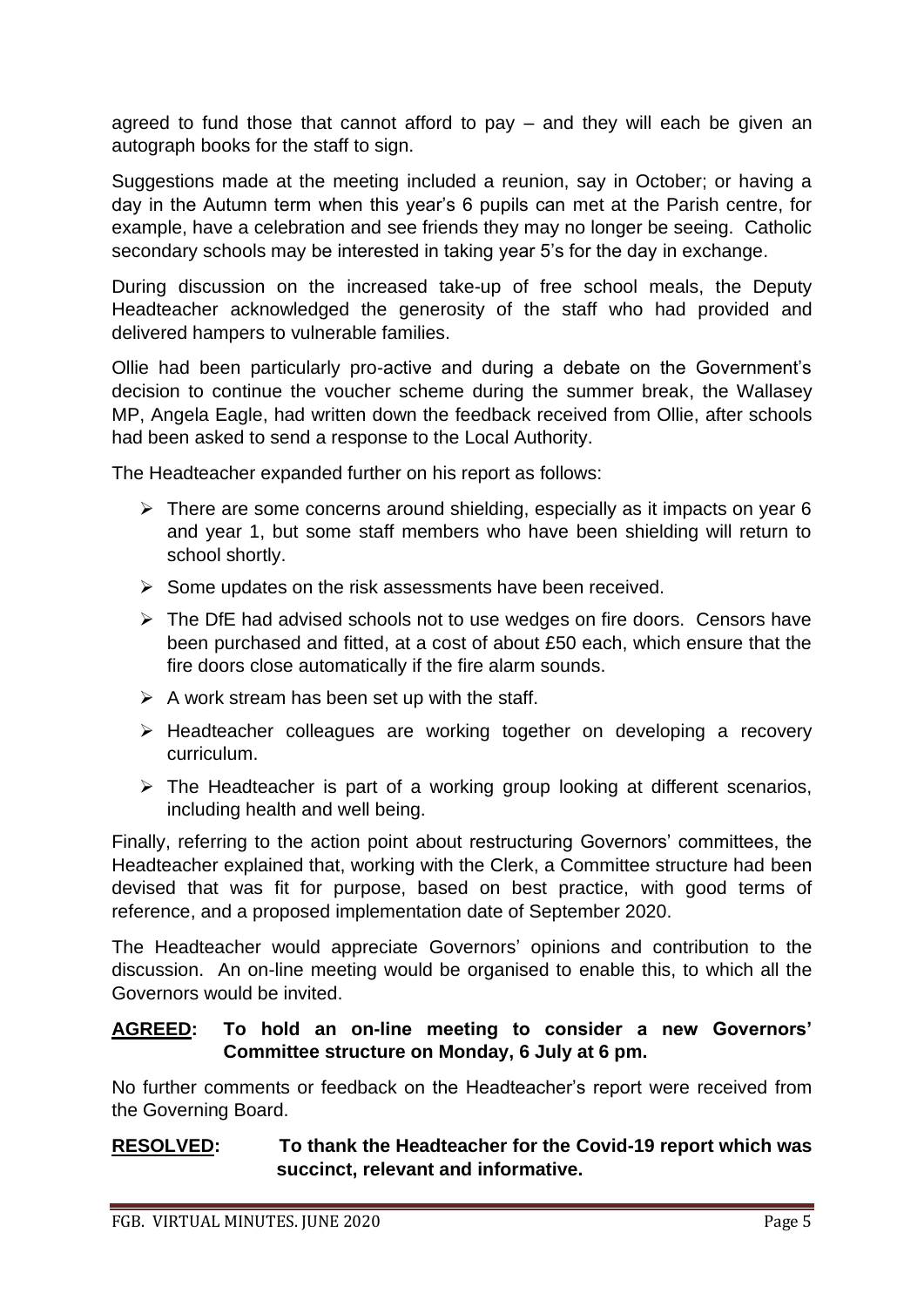agreed to fund those that cannot afford to pay – and they will each be given an autograph books for the staff to sign.

Suggestions made at the meeting included a reunion, say in October; or having a day in the Autumn term when this year's 6 pupils can met at the Parish centre, for example, have a celebration and see friends they may no longer be seeing. Catholic secondary schools may be interested in taking year 5's for the day in exchange.

During discussion on the increased take-up of free school meals, the Deputy Headteacher acknowledged the generosity of the staff who had provided and delivered hampers to vulnerable families.

Ollie had been particularly pro-active and during a debate on the Government's decision to continue the voucher scheme during the summer break, the Wallasey MP, Angela Eagle, had written down the feedback received from Ollie, after schools had been asked to send a response to the Local Authority.

The Headteacher expanded further on his report as follows:

- There are some concerns around shielding, especially as it impacts on year 6 and year 1, but some staff members who have been shielding will return to school shortly.
- Some updates on the risk assessments have been received.
- The DfE had advised schools not to use wedges on fire doors. Censors have been purchased and fitted, at a cost of about £50 each, which ensure that the fire doors close automatically if the fire alarm sounds.
- A work stream has been set up with the staff.
- Headteacher colleagues are working together on developing a recovery curriculum.
- The Headteacher is part of a working group looking at different scenarios, including health and well being.

Finally, referring to the action point about restructuring Governors' committees, the Headteacher explained that, working with the Clerk, a Committee structure had been devised that was fit for purpose, based on best practice, with good terms of reference, and a proposed implementation date of September 2020.

The Headteacher would appreciate Governors' opinions and contribution to the discussion. An on-line meeting would be organised to enable this, to which all the Governors would be invited.

**AGREED: To hold an on-line meeting to consider a new Governors' Committee structure on Monday, 6 July at 6 pm.**

No further comments or feedback on the Headteacher's report were received from the Governing Board.

**RESOLVED: To thank the Headteacher for the Covid-19 report which was succinct, relevant and informative.**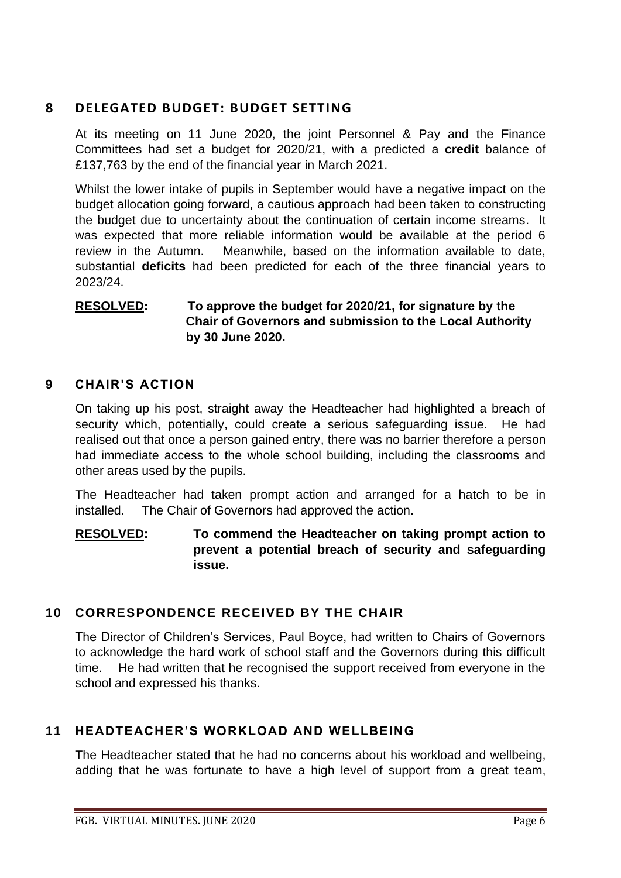## 8 DELEGATED BUDGET: BUDGET SETTING

At its meeting on 11 June 2020, the joint Personnel & Pay and the Finance Committees had set a budget for 2020/21, with a predicted a **credit** balance of £137,763 by the end of the financial year in March 2021.

Whilst the lower intake of pupils in September would have a negative impact on the budget allocation going forward, a cautious approach had been taken to constructing the budget due to uncertainty about the continuation of certain income streams. It was expected that more reliable information would be available at the period 6 review in the Autumn. Meanwhile, based on the information available to date, substantial **deficits** had been predicted for each of the three financial years to 2023/24.

**RESOLVED: To approve the budget for 2020/21, for signature by the Chair of Governors and submission to the Local Authority by 30 June 2020.**

## 9 CHAIR'S ACTION

On taking up his post, straight away the Headteacher had highlighted a breach of security which, potentially, could create a serious safeguarding issue. He had realised out that once a person gained entry, there was no barrier therefore a person had immediate access to the whole school building, including the classrooms and other areas used by the pupils.

The Headteacher had taken prompt action and arranged for a hatch to be in installed. The Chair of Governors had approved the action.

**RESOLVED: To commend the Headteacher on taking prompt action to prevent a potential breach of security and safeguarding issue.**

## 10 CORRESPONDENCE RECEIVED BY THE CHAIR

The Director of Children's Services, Paul Boyce, had written to Chairs of Governors to acknowledge the hard work of school staff and the Governors during this difficult time. He had written that he recognised the support received from everyone in the school and expressed his thanks.

## 11 HEADTEACHER'S WORKLOAD AND WELLBEING

The Headteacher stated that he had no concerns about his workload and wellbeing, adding that he was fortunate to have a high level of support from a great team,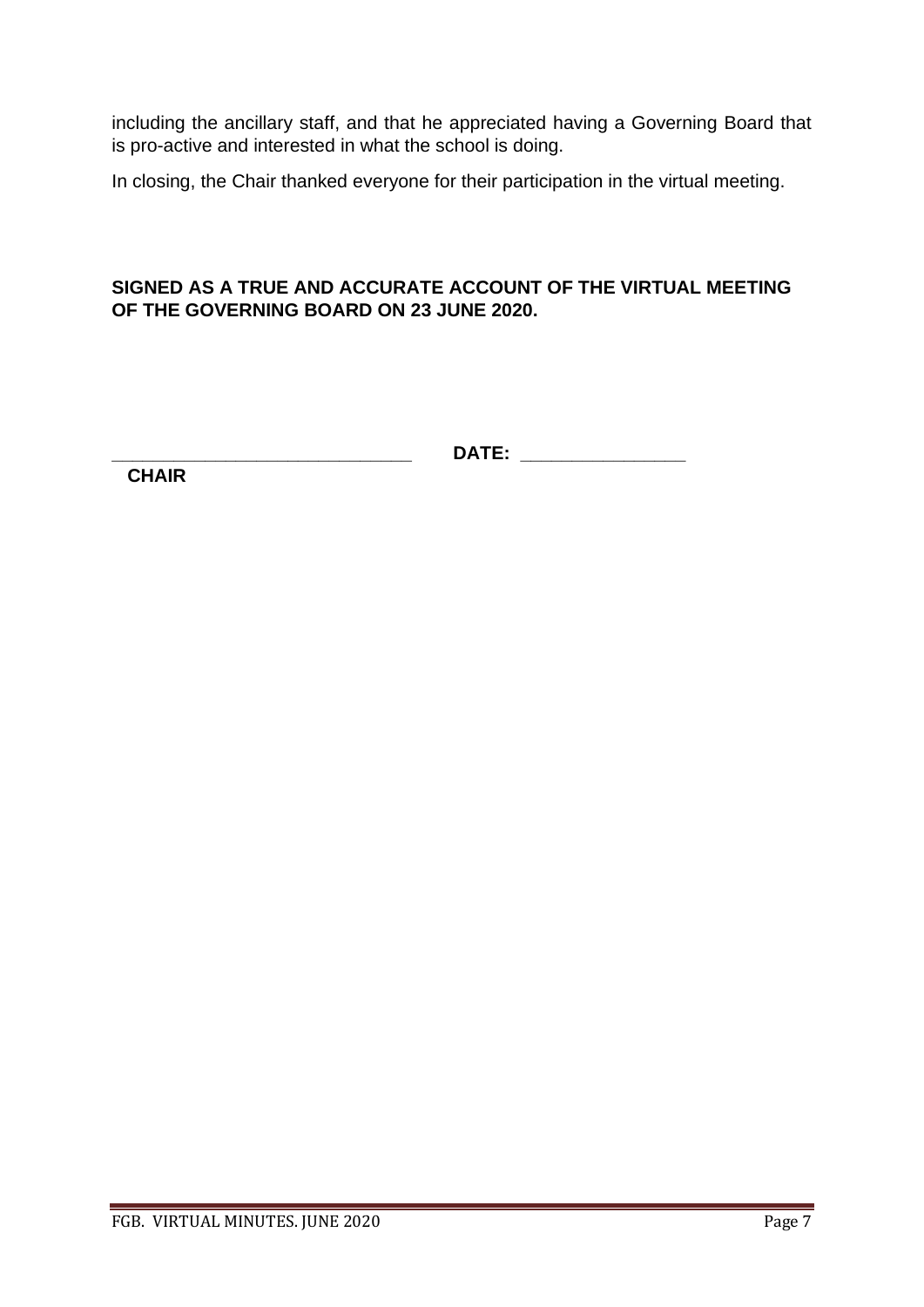including the ancillary staff, and that he appreciated having a Governing Board that is pro-active and interested in what the school is doing.

In closing, the Chair thanked everyone for their participation in the virtual meeting.

**SIGNED AS A TRUE AND ACCURATE ACCOUNT OF THE VIRTUAL MEETING OF THE GOVERNING BOARD ON 23 JUNE 2020.**

_____________________________ **DATE:** ________________

**CHAIR**